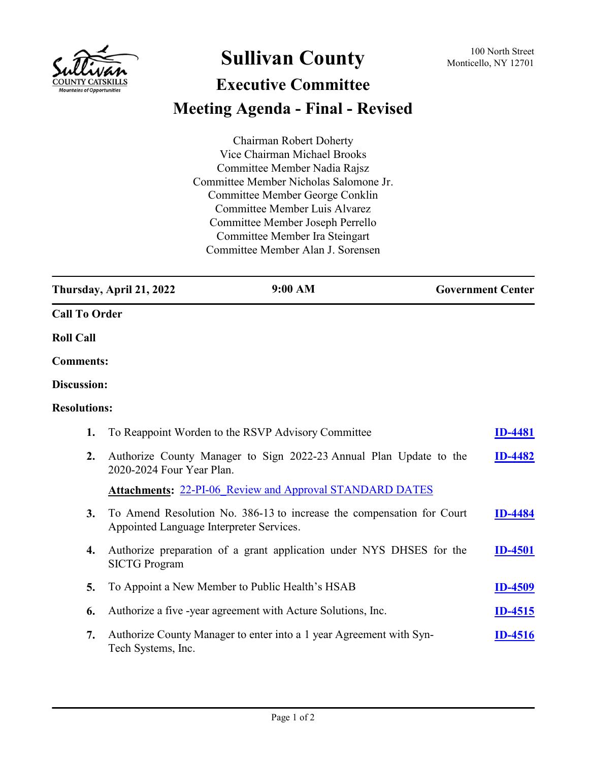# Sullivan County

100 North Street
Monticello, NY 12701

## Executive Committee

## Meeting Agenda - Final - Revised

Chairman Robert Doherty
Vice Chairman Michael Brooks
Committee Member Nadia Rajsz
Committee Member Nicholas Salomone Jr.
Committee Member George Conklin
Committee Member Luis Alvarez
Committee Member Joseph Perrello
Committee Member Ira Steingart
Committee Member Alan J. Sorensen

**Thursday, April 21, 2022** — **9:00 AM** — **Government Center**

**Call To Order**

**Roll Call**

**Comments:**

**Discussion:**

**Resolutions:**

1. To Reappoint Worden to the RSVP Advisory Committee — **ID-4481**
2. Authorize County Manager to Sign 2022-23 Annual Plan Update to the 2020-2024 Four Year Plan. — **ID-4482**

   **Attachments**: 22-PI-06_Review and Approval STANDARD DATES
3. To Amend Resolution No. 386-13 to increase the compensation for Court Appointed Language Interpreter Services. — **ID-4484**
4. Authorize preparation of a grant application under NYS DHSES for the SICTG Program — **ID-4501**
5. To Appoint a New Member to Public Health's HSAB — **ID-4509**
6. Authorize a five -year agreement with Acture Solutions, Inc. — **ID-4515**
7. Authorize County Manager to enter into a 1 year Agreement with Syn-Tech Systems, Inc. — **ID-4516**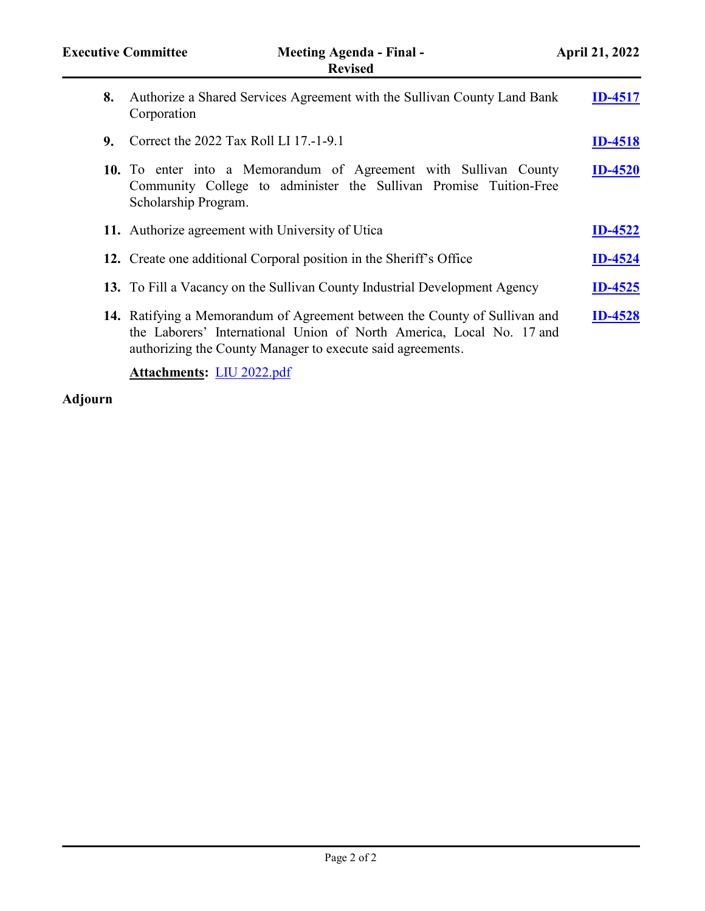8. Authorize a Shared Services Agreement with the Sullivan County Land Bank Corporation — **ID-4517**

9. Correct the 2022 Tax Roll LI 17.-1-9.1 — **ID-4518**

10. To enter into a Memorandum of Agreement with Sullivan County Community College to administer the Sullivan Promise Tuition-Free Scholarship Program. — **ID-4520**

11. Authorize agreement with University of Utica — **ID-4522**

12. Create one additional Corporal position in the Sheriff's Office — **ID-4524**

13. To Fill a Vacancy on the Sullivan County Industrial Development Agency — **ID-4525**

14. Ratifying a Memorandum of Agreement between the County of Sullivan and the Laborers' International Union of North America, Local No. 17 and authorizing the County Manager to execute said agreements. — **ID-4528**

    **Attachments:** LIU 2022.pdf

**Adjourn**